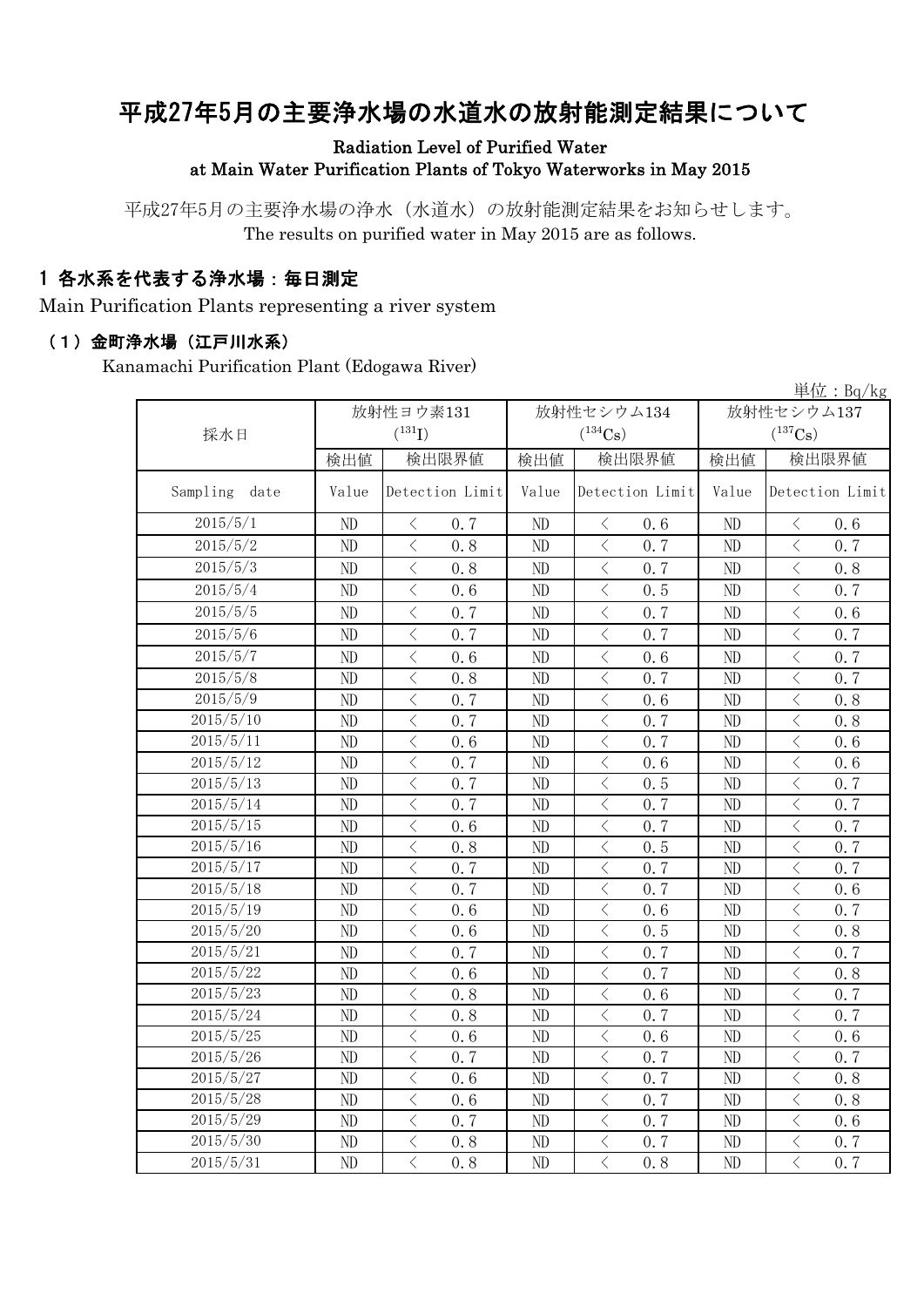# 平成27年5月の主要浄水場の水道水の放射能測定結果について

Radiation Level of Purified Water
at Main Water Purification Plants of Tokyo Waterworks in May 2015

平成27年5月の主要浄水場の浄水（水道水）の放射能測定結果をお知らせします。
The results on purified water in May 2015 are as follows.

## 1 各水系を代表する浄水場：毎日測定

Main Purification Plants representing a river system

### （1）金町浄水場（江戸川水系）

Kanamachi Purification Plant (Edogawa River)

単位：Bq/kg

| 採水日 | 放射性ヨウ素131 ($^{131}I$) | | 放射性セシウム134 ($^{134}Cs$) | | 放射性セシウム137 ($^{137}Cs$) | |
|---|---|---|---|---|---|---|
| | 検出値 | 検出限界値 | 検出値 | 検出限界値 | 検出値 | 検出限界値 |
| Sampling date | Value | Detection Limit | Value | Detection Limit | Value | Detection Limit |
| 2015/5/1 | ND | ＜ 0.7 | ND | ＜ 0.6 | ND | ＜ 0.6 |
| 2015/5/2 | ND | ＜ 0.8 | ND | ＜ 0.7 | ND | ＜ 0.7 |
| 2015/5/3 | ND | ＜ 0.8 | ND | ＜ 0.7 | ND | ＜ 0.8 |
| 2015/5/4 | ND | ＜ 0.6 | ND | ＜ 0.5 | ND | ＜ 0.7 |
| 2015/5/5 | ND | ＜ 0.7 | ND | ＜ 0.7 | ND | ＜ 0.6 |
| 2015/5/6 | ND | ＜ 0.7 | ND | ＜ 0.7 | ND | ＜ 0.7 |
| 2015/5/7 | ND | ＜ 0.6 | ND | ＜ 0.6 | ND | ＜ 0.7 |
| 2015/5/8 | ND | ＜ 0.8 | ND | ＜ 0.7 | ND | ＜ 0.7 |
| 2015/5/9 | ND | ＜ 0.7 | ND | ＜ 0.6 | ND | ＜ 0.8 |
| 2015/5/10 | ND | ＜ 0.7 | ND | ＜ 0.7 | ND | ＜ 0.8 |
| 2015/5/11 | ND | ＜ 0.6 | ND | ＜ 0.7 | ND | ＜ 0.6 |
| 2015/5/12 | ND | ＜ 0.7 | ND | ＜ 0.6 | ND | ＜ 0.6 |
| 2015/5/13 | ND | ＜ 0.7 | ND | ＜ 0.5 | ND | ＜ 0.7 |
| 2015/5/14 | ND | ＜ 0.7 | ND | ＜ 0.7 | ND | ＜ 0.7 |
| 2015/5/15 | ND | ＜ 0.6 | ND | ＜ 0.7 | ND | ＜ 0.7 |
| 2015/5/16 | ND | ＜ 0.8 | ND | ＜ 0.5 | ND | ＜ 0.7 |
| 2015/5/17 | ND | ＜ 0.7 | ND | ＜ 0.7 | ND | ＜ 0.7 |
| 2015/5/18 | ND | ＜ 0.7 | ND | ＜ 0.7 | ND | ＜ 0.6 |
| 2015/5/19 | ND | ＜ 0.6 | ND | ＜ 0.6 | ND | ＜ 0.7 |
| 2015/5/20 | ND | ＜ 0.6 | ND | ＜ 0.5 | ND | ＜ 0.8 |
| 2015/5/21 | ND | ＜ 0.7 | ND | ＜ 0.7 | ND | ＜ 0.7 |
| 2015/5/22 | ND | ＜ 0.6 | ND | ＜ 0.7 | ND | ＜ 0.8 |
| 2015/5/23 | ND | ＜ 0.8 | ND | ＜ 0.6 | ND | ＜ 0.7 |
| 2015/5/24 | ND | ＜ 0.8 | ND | ＜ 0.7 | ND | ＜ 0.7 |
| 2015/5/25 | ND | ＜ 0.6 | ND | ＜ 0.6 | ND | ＜ 0.6 |
| 2015/5/26 | ND | ＜ 0.7 | ND | ＜ 0.7 | ND | ＜ 0.7 |
| 2015/5/27 | ND | ＜ 0.6 | ND | ＜ 0.7 | ND | ＜ 0.8 |
| 2015/5/28 | ND | ＜ 0.6 | ND | ＜ 0.7 | ND | ＜ 0.8 |
| 2015/5/29 | ND | ＜ 0.7 | ND | ＜ 0.7 | ND | ＜ 0.6 |
| 2015/5/30 | ND | ＜ 0.8 | ND | ＜ 0.7 | ND | ＜ 0.7 |
| 2015/5/31 | ND | ＜ 0.8 | ND | ＜ 0.8 | ND | ＜ 0.7 |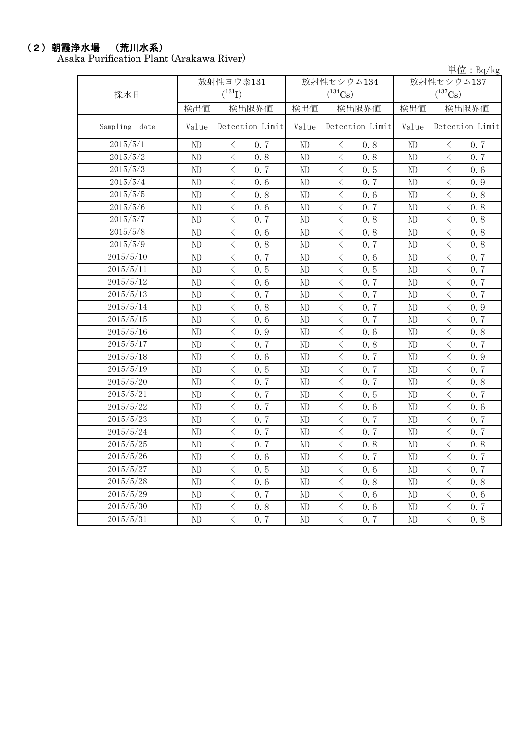## （2）朝霞浄水場　（荒川水系）

Asaka Purification Plant (Arakawa River)

単位：Bq/kg

| 採水日 | 放射性ヨウ素131 ($^{131}I$) | | 放射性セシウム134 ($^{134}Cs$) | | 放射性セシウム137 ($^{137}Cs$) | |
|---|---|---|---|---|---|---|
| | 検出値 | 検出限界値 | 検出値 | 検出限界値 | 検出値 | 検出限界値 |
| Sampling date | Value | Detection Limit | Value | Detection Limit | Value | Detection Limit |
| 2015/5/1 | ND | ＜ 0.7 | ND | ＜ 0.8 | ND | ＜ 0.7 |
| 2015/5/2 | ND | ＜ 0.8 | ND | ＜ 0.8 | ND | ＜ 0.7 |
| 2015/5/3 | ND | ＜ 0.7 | ND | ＜ 0.5 | ND | ＜ 0.6 |
| 2015/5/4 | ND | ＜ 0.6 | ND | ＜ 0.7 | ND | ＜ 0.9 |
| 2015/5/5 | ND | ＜ 0.8 | ND | ＜ 0.6 | ND | ＜ 0.8 |
| 2015/5/6 | ND | ＜ 0.6 | ND | ＜ 0.7 | ND | ＜ 0.8 |
| 2015/5/7 | ND | ＜ 0.7 | ND | ＜ 0.8 | ND | ＜ 0.8 |
| 2015/5/8 | ND | ＜ 0.6 | ND | ＜ 0.8 | ND | ＜ 0.8 |
| 2015/5/9 | ND | ＜ 0.8 | ND | ＜ 0.7 | ND | ＜ 0.8 |
| 2015/5/10 | ND | ＜ 0.7 | ND | ＜ 0.6 | ND | ＜ 0.7 |
| 2015/5/11 | ND | ＜ 0.5 | ND | ＜ 0.5 | ND | ＜ 0.7 |
| 2015/5/12 | ND | ＜ 0.6 | ND | ＜ 0.7 | ND | ＜ 0.7 |
| 2015/5/13 | ND | ＜ 0.7 | ND | ＜ 0.7 | ND | ＜ 0.7 |
| 2015/5/14 | ND | ＜ 0.8 | ND | ＜ 0.7 | ND | ＜ 0.9 |
| 2015/5/15 | ND | ＜ 0.6 | ND | ＜ 0.7 | ND | ＜ 0.7 |
| 2015/5/16 | ND | ＜ 0.9 | ND | ＜ 0.6 | ND | ＜ 0.8 |
| 2015/5/17 | ND | ＜ 0.7 | ND | ＜ 0.8 | ND | ＜ 0.7 |
| 2015/5/18 | ND | ＜ 0.6 | ND | ＜ 0.7 | ND | ＜ 0.9 |
| 2015/5/19 | ND | ＜ 0.5 | ND | ＜ 0.7 | ND | ＜ 0.7 |
| 2015/5/20 | ND | ＜ 0.7 | ND | ＜ 0.7 | ND | ＜ 0.8 |
| 2015/5/21 | ND | ＜ 0.7 | ND | ＜ 0.5 | ND | ＜ 0.7 |
| 2015/5/22 | ND | ＜ 0.7 | ND | ＜ 0.6 | ND | ＜ 0.6 |
| 2015/5/23 | ND | ＜ 0.7 | ND | ＜ 0.7 | ND | ＜ 0.7 |
| 2015/5/24 | ND | ＜ 0.7 | ND | ＜ 0.7 | ND | ＜ 0.7 |
| 2015/5/25 | ND | ＜ 0.7 | ND | ＜ 0.8 | ND | ＜ 0.8 |
| 2015/5/26 | ND | ＜ 0.6 | ND | ＜ 0.7 | ND | ＜ 0.7 |
| 2015/5/27 | ND | ＜ 0.5 | ND | ＜ 0.6 | ND | ＜ 0.7 |
| 2015/5/28 | ND | ＜ 0.6 | ND | ＜ 0.8 | ND | ＜ 0.8 |
| 2015/5/29 | ND | ＜ 0.7 | ND | ＜ 0.6 | ND | ＜ 0.6 |
| 2015/5/30 | ND | ＜ 0.8 | ND | ＜ 0.6 | ND | ＜ 0.7 |
| 2015/5/31 | ND | ＜ 0.7 | ND | ＜ 0.7 | ND | ＜ 0.8 |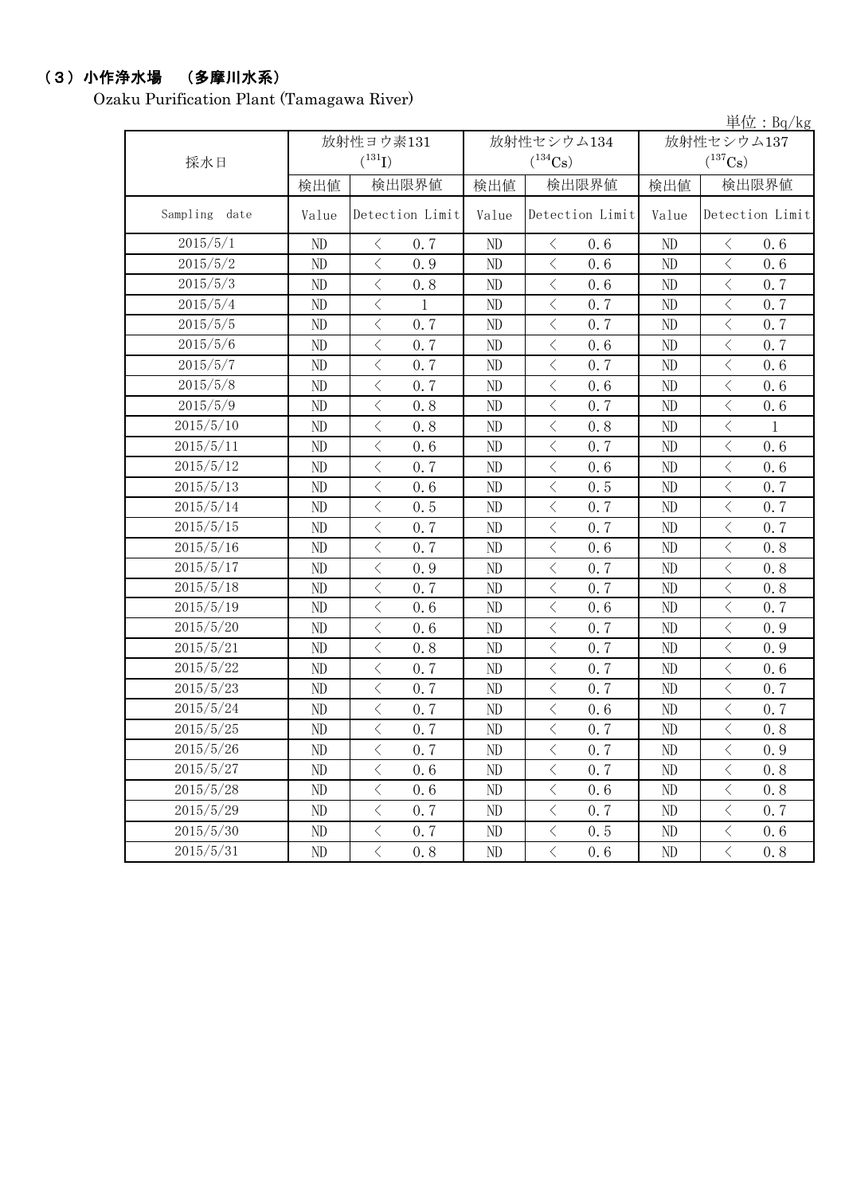## （3）小作浄水場　（多摩川水系）

Ozaku Purification Plant (Tamagawa River)

単位：Bq/kg

| 採水日 | 放射性ヨウ素131 ($^{131}I$) | | 放射性セシウム134 ($^{134}Cs$) | | 放射性セシウム137 ($^{137}Cs$) | |
|---|---|---|---|---|---|---|
| | 検出値 | 検出限界値 | 検出値 | 検出限界値 | 検出値 | 検出限界値 |
| Sampling date | Value | Detection Limit | Value | Detection Limit | Value | Detection Limit |
| 2015/5/1 | ND | ＜ 0.7 | ND | ＜ 0.6 | ND | ＜ 0.6 |
| 2015/5/2 | ND | ＜ 0.9 | ND | ＜ 0.6 | ND | ＜ 0.6 |
| 2015/5/3 | ND | ＜ 0.8 | ND | ＜ 0.6 | ND | ＜ 0.7 |
| 2015/5/4 | ND | ＜ 1 | ND | ＜ 0.7 | ND | ＜ 0.7 |
| 2015/5/5 | ND | ＜ 0.7 | ND | ＜ 0.7 | ND | ＜ 0.7 |
| 2015/5/6 | ND | ＜ 0.7 | ND | ＜ 0.6 | ND | ＜ 0.7 |
| 2015/5/7 | ND | ＜ 0.7 | ND | ＜ 0.7 | ND | ＜ 0.6 |
| 2015/5/8 | ND | ＜ 0.7 | ND | ＜ 0.6 | ND | ＜ 0.6 |
| 2015/5/9 | ND | ＜ 0.8 | ND | ＜ 0.7 | ND | ＜ 0.6 |
| 2015/5/10 | ND | ＜ 0.8 | ND | ＜ 0.8 | ND | ＜ 1 |
| 2015/5/11 | ND | ＜ 0.6 | ND | ＜ 0.7 | ND | ＜ 0.6 |
| 2015/5/12 | ND | ＜ 0.7 | ND | ＜ 0.6 | ND | ＜ 0.6 |
| 2015/5/13 | ND | ＜ 0.6 | ND | ＜ 0.5 | ND | ＜ 0.7 |
| 2015/5/14 | ND | ＜ 0.5 | ND | ＜ 0.7 | ND | ＜ 0.7 |
| 2015/5/15 | ND | ＜ 0.7 | ND | ＜ 0.7 | ND | ＜ 0.7 |
| 2015/5/16 | ND | ＜ 0.7 | ND | ＜ 0.6 | ND | ＜ 0.8 |
| 2015/5/17 | ND | ＜ 0.9 | ND | ＜ 0.7 | ND | ＜ 0.8 |
| 2015/5/18 | ND | ＜ 0.7 | ND | ＜ 0.7 | ND | ＜ 0.8 |
| 2015/5/19 | ND | ＜ 0.6 | ND | ＜ 0.6 | ND | ＜ 0.7 |
| 2015/5/20 | ND | ＜ 0.6 | ND | ＜ 0.7 | ND | ＜ 0.9 |
| 2015/5/21 | ND | ＜ 0.8 | ND | ＜ 0.7 | ND | ＜ 0.9 |
| 2015/5/22 | ND | ＜ 0.7 | ND | ＜ 0.7 | ND | ＜ 0.6 |
| 2015/5/23 | ND | ＜ 0.7 | ND | ＜ 0.7 | ND | ＜ 0.7 |
| 2015/5/24 | ND | ＜ 0.7 | ND | ＜ 0.6 | ND | ＜ 0.7 |
| 2015/5/25 | ND | ＜ 0.7 | ND | ＜ 0.7 | ND | ＜ 0.8 |
| 2015/5/26 | ND | ＜ 0.7 | ND | ＜ 0.7 | ND | ＜ 0.9 |
| 2015/5/27 | ND | ＜ 0.6 | ND | ＜ 0.7 | ND | ＜ 0.8 |
| 2015/5/28 | ND | ＜ 0.6 | ND | ＜ 0.6 | ND | ＜ 0.8 |
| 2015/5/29 | ND | ＜ 0.7 | ND | ＜ 0.7 | ND | ＜ 0.7 |
| 2015/5/30 | ND | ＜ 0.7 | ND | ＜ 0.5 | ND | ＜ 0.6 |
| 2015/5/31 | ND | ＜ 0.8 | ND | ＜ 0.6 | ND | ＜ 0.8 |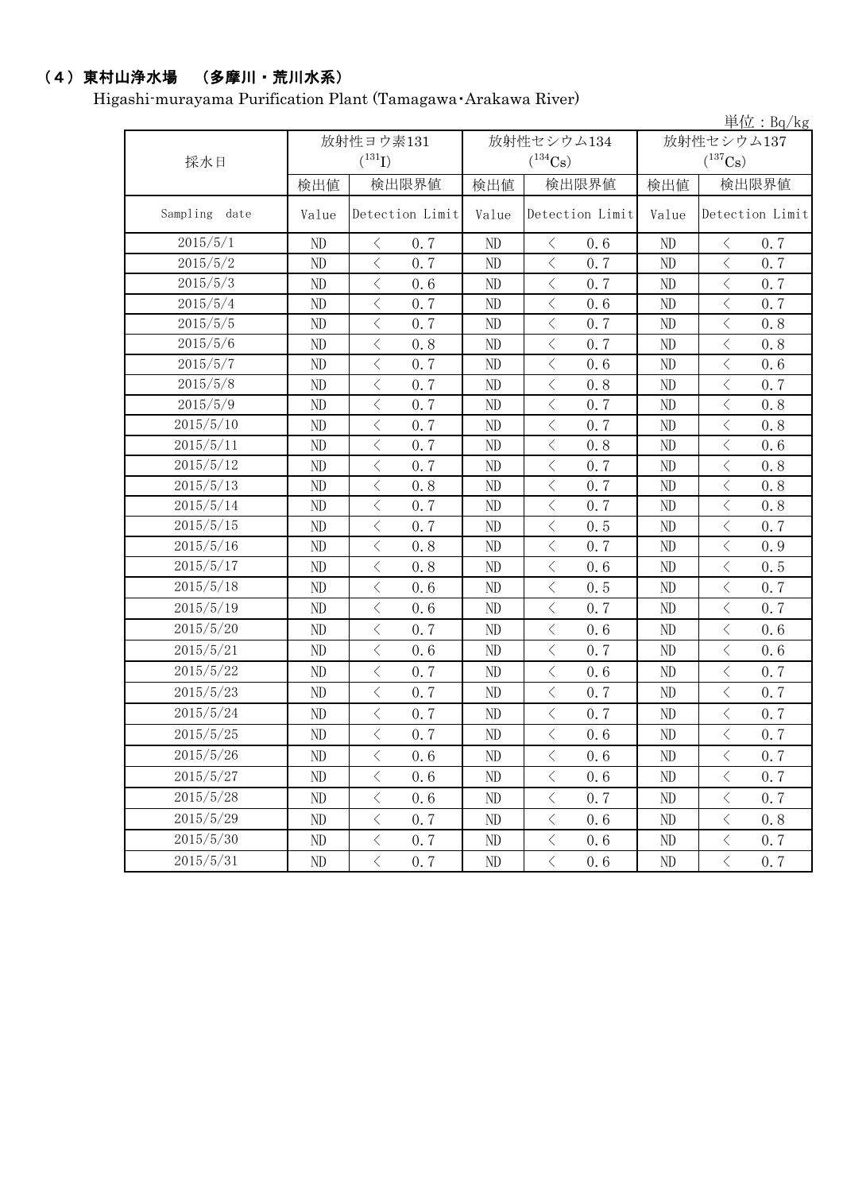## （4）東村山浄水場　（多摩川・荒川水系）

Higashi-murayama Purification Plant (Tamagawa・Arakawa River)

単位：Bq/kg

| 採水日 | 放射性ヨウ素131 ($^{131}$I) | | 放射性セシウム134 ($^{134}$Cs) | | 放射性セシウム137 ($^{137}$Cs) | |
|---|---|---|---|---|---|---|
| | 検出値 | 検出限界値 | 検出値 | 検出限界値 | 検出値 | 検出限界値 |
| Sampling date | Value | Detection Limit | Value | Detection Limit | Value | Detection Limit |
| 2015/5/1 | ND | ＜ 0.7 | ND | ＜ 0.6 | ND | ＜ 0.7 |
| 2015/5/2 | ND | ＜ 0.7 | ND | ＜ 0.7 | ND | ＜ 0.7 |
| 2015/5/3 | ND | ＜ 0.6 | ND | ＜ 0.7 | ND | ＜ 0.7 |
| 2015/5/4 | ND | ＜ 0.7 | ND | ＜ 0.6 | ND | ＜ 0.7 |
| 2015/5/5 | ND | ＜ 0.7 | ND | ＜ 0.7 | ND | ＜ 0.8 |
| 2015/5/6 | ND | ＜ 0.8 | ND | ＜ 0.7 | ND | ＜ 0.8 |
| 2015/5/7 | ND | ＜ 0.7 | ND | ＜ 0.6 | ND | ＜ 0.6 |
| 2015/5/8 | ND | ＜ 0.7 | ND | ＜ 0.8 | ND | ＜ 0.7 |
| 2015/5/9 | ND | ＜ 0.7 | ND | ＜ 0.7 | ND | ＜ 0.8 |
| 2015/5/10 | ND | ＜ 0.7 | ND | ＜ 0.7 | ND | ＜ 0.8 |
| 2015/5/11 | ND | ＜ 0.7 | ND | ＜ 0.8 | ND | ＜ 0.6 |
| 2015/5/12 | ND | ＜ 0.7 | ND | ＜ 0.7 | ND | ＜ 0.8 |
| 2015/5/13 | ND | ＜ 0.8 | ND | ＜ 0.7 | ND | ＜ 0.8 |
| 2015/5/14 | ND | ＜ 0.7 | ND | ＜ 0.7 | ND | ＜ 0.8 |
| 2015/5/15 | ND | ＜ 0.7 | ND | ＜ 0.5 | ND | ＜ 0.7 |
| 2015/5/16 | ND | ＜ 0.8 | ND | ＜ 0.7 | ND | ＜ 0.9 |
| 2015/5/17 | ND | ＜ 0.8 | ND | ＜ 0.6 | ND | ＜ 0.5 |
| 2015/5/18 | ND | ＜ 0.6 | ND | ＜ 0.5 | ND | ＜ 0.7 |
| 2015/5/19 | ND | ＜ 0.6 | ND | ＜ 0.7 | ND | ＜ 0.7 |
| 2015/5/20 | ND | ＜ 0.7 | ND | ＜ 0.6 | ND | ＜ 0.6 |
| 2015/5/21 | ND | ＜ 0.6 | ND | ＜ 0.7 | ND | ＜ 0.6 |
| 2015/5/22 | ND | ＜ 0.7 | ND | ＜ 0.6 | ND | ＜ 0.7 |
| 2015/5/23 | ND | ＜ 0.7 | ND | ＜ 0.7 | ND | ＜ 0.7 |
| 2015/5/24 | ND | ＜ 0.7 | ND | ＜ 0.7 | ND | ＜ 0.7 |
| 2015/5/25 | ND | ＜ 0.7 | ND | ＜ 0.6 | ND | ＜ 0.7 |
| 2015/5/26 | ND | ＜ 0.6 | ND | ＜ 0.6 | ND | ＜ 0.7 |
| 2015/5/27 | ND | ＜ 0.6 | ND | ＜ 0.6 | ND | ＜ 0.7 |
| 2015/5/28 | ND | ＜ 0.6 | ND | ＜ 0.7 | ND | ＜ 0.7 |
| 2015/5/29 | ND | ＜ 0.7 | ND | ＜ 0.6 | ND | ＜ 0.8 |
| 2015/5/30 | ND | ＜ 0.7 | ND | ＜ 0.6 | ND | ＜ 0.7 |
| 2015/5/31 | ND | ＜ 0.7 | ND | ＜ 0.6 | ND | ＜ 0.7 |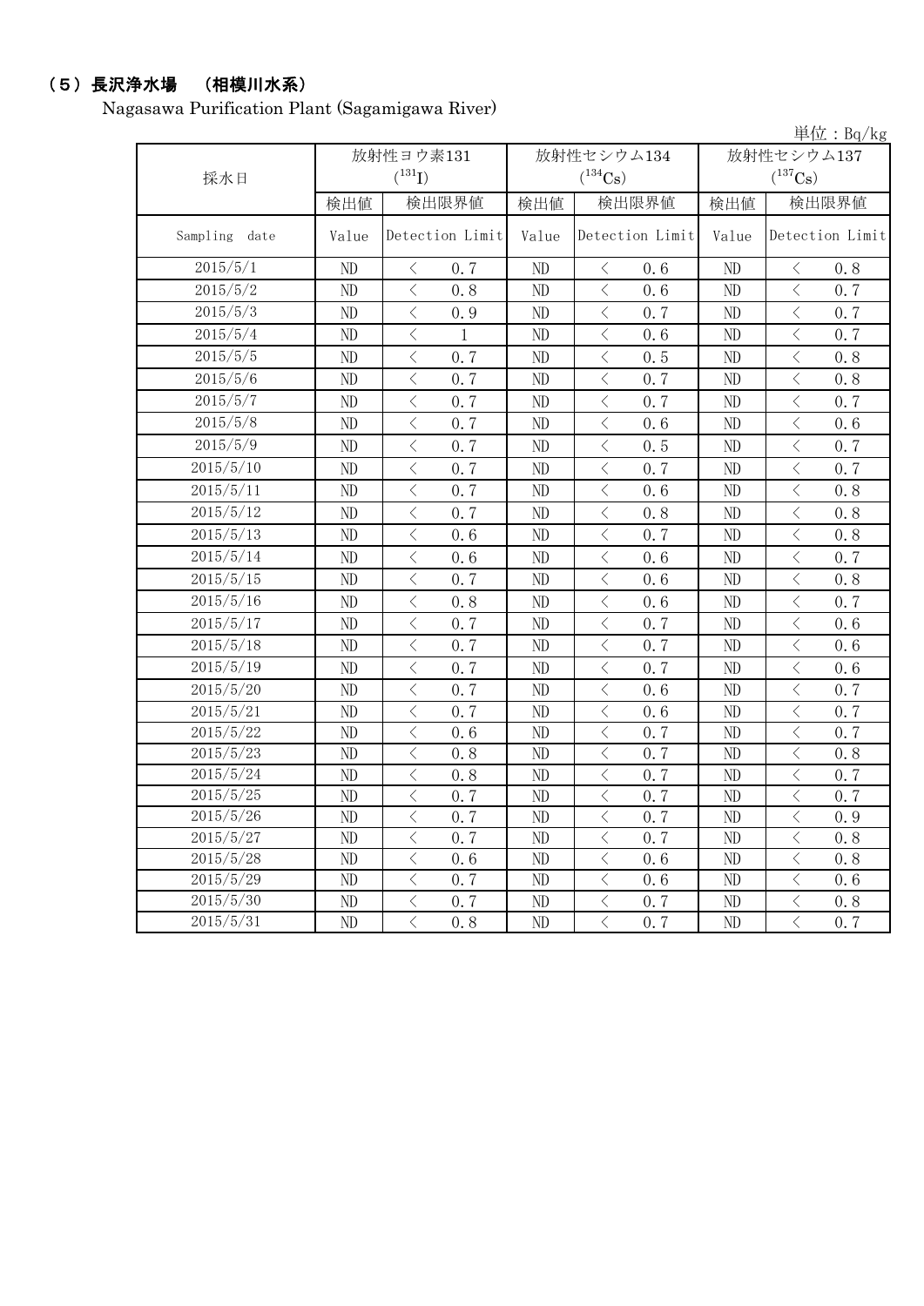## （5）長沢浄水場　（相模川水系）

Nagasawa Purification Plant (Sagamigawa River)

単位：Bq/kg

| 採水日 | 放射性ヨウ素131 ($^{131}I$) | | 放射性セシウム134 ($^{134}Cs$) | | 放射性セシウム137 ($^{137}Cs$) | |
|---|---|---|---|---|---|---|
| | 検出値 | 検出限界値 | 検出値 | 検出限界値 | 検出値 | 検出限界値 |
| Sampling date | Value | Detection Limit | Value | Detection Limit | Value | Detection Limit |
| 2015/5/1 | ND | ＜ 0.7 | ND | ＜ 0.6 | ND | ＜ 0.8 |
| 2015/5/2 | ND | ＜ 0.8 | ND | ＜ 0.6 | ND | ＜ 0.7 |
| 2015/5/3 | ND | ＜ 0.9 | ND | ＜ 0.7 | ND | ＜ 0.7 |
| 2015/5/4 | ND | ＜ 1 | ND | ＜ 0.6 | ND | ＜ 0.7 |
| 2015/5/5 | ND | ＜ 0.7 | ND | ＜ 0.5 | ND | ＜ 0.8 |
| 2015/5/6 | ND | ＜ 0.7 | ND | ＜ 0.7 | ND | ＜ 0.8 |
| 2015/5/7 | ND | ＜ 0.7 | ND | ＜ 0.7 | ND | ＜ 0.7 |
| 2015/5/8 | ND | ＜ 0.7 | ND | ＜ 0.6 | ND | ＜ 0.6 |
| 2015/5/9 | ND | ＜ 0.7 | ND | ＜ 0.5 | ND | ＜ 0.7 |
| 2015/5/10 | ND | ＜ 0.7 | ND | ＜ 0.7 | ND | ＜ 0.7 |
| 2015/5/11 | ND | ＜ 0.7 | ND | ＜ 0.6 | ND | ＜ 0.8 |
| 2015/5/12 | ND | ＜ 0.7 | ND | ＜ 0.8 | ND | ＜ 0.8 |
| 2015/5/13 | ND | ＜ 0.6 | ND | ＜ 0.7 | ND | ＜ 0.8 |
| 2015/5/14 | ND | ＜ 0.6 | ND | ＜ 0.6 | ND | ＜ 0.7 |
| 2015/5/15 | ND | ＜ 0.7 | ND | ＜ 0.6 | ND | ＜ 0.8 |
| 2015/5/16 | ND | ＜ 0.8 | ND | ＜ 0.6 | ND | ＜ 0.7 |
| 2015/5/17 | ND | ＜ 0.7 | ND | ＜ 0.7 | ND | ＜ 0.6 |
| 2015/5/18 | ND | ＜ 0.7 | ND | ＜ 0.7 | ND | ＜ 0.6 |
| 2015/5/19 | ND | ＜ 0.7 | ND | ＜ 0.7 | ND | ＜ 0.6 |
| 2015/5/20 | ND | ＜ 0.7 | ND | ＜ 0.6 | ND | ＜ 0.7 |
| 2015/5/21 | ND | ＜ 0.7 | ND | ＜ 0.6 | ND | ＜ 0.7 |
| 2015/5/22 | ND | ＜ 0.6 | ND | ＜ 0.7 | ND | ＜ 0.7 |
| 2015/5/23 | ND | ＜ 0.8 | ND | ＜ 0.7 | ND | ＜ 0.8 |
| 2015/5/24 | ND | ＜ 0.8 | ND | ＜ 0.7 | ND | ＜ 0.7 |
| 2015/5/25 | ND | ＜ 0.7 | ND | ＜ 0.7 | ND | ＜ 0.7 |
| 2015/5/26 | ND | ＜ 0.7 | ND | ＜ 0.7 | ND | ＜ 0.9 |
| 2015/5/27 | ND | ＜ 0.7 | ND | ＜ 0.7 | ND | ＜ 0.8 |
| 2015/5/28 | ND | ＜ 0.6 | ND | ＜ 0.6 | ND | ＜ 0.8 |
| 2015/5/29 | ND | ＜ 0.7 | ND | ＜ 0.6 | ND | ＜ 0.6 |
| 2015/5/30 | ND | ＜ 0.7 | ND | ＜ 0.7 | ND | ＜ 0.8 |
| 2015/5/31 | ND | ＜ 0.8 | ND | ＜ 0.7 | ND | ＜ 0.7 |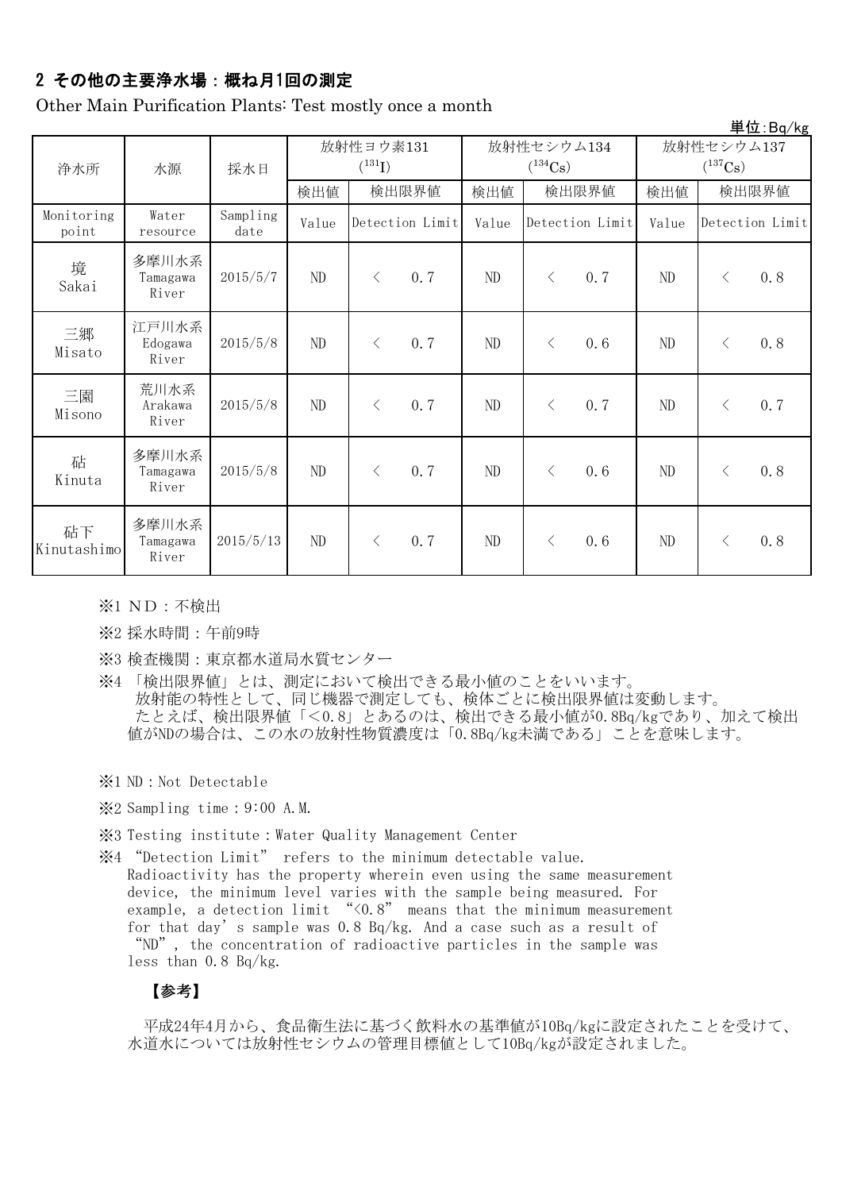## 2 その他の主要浄水場：概ね月1回の測定

Other Main Purification Plants: Test mostly once a month

単位：Bq/kg

| 浄水所 | 水源 | 採水日 | 放射性ヨウ素131 ($^{131}I$) | | 放射性セシウム134 ($^{134}Cs$) | | 放射性セシウム137 ($^{137}Cs$) | |
|---|---|---|---|---|---|---|---|---|
| | | | 検出値 | 検出限界値 | 検出値 | 検出限界値 | 検出値 | 検出限界値 |
| Monitoring point | Water resource | Sampling date | Value | Detection Limit | Value | Detection Limit | Value | Detection Limit |
| 境 Sakai | 多摩川水系 Tamagawa River | 2015/5/7 | ND | ＜ 0.7 | ND | ＜ 0.7 | ND | ＜ 0.8 |
| 三郷 Misato | 江戸川水系 Edogawa River | 2015/5/8 | ND | ＜ 0.7 | ND | ＜ 0.6 | ND | ＜ 0.8 |
| 三園 Misono | 荒川水系 Arakawa River | 2015/5/8 | ND | ＜ 0.7 | ND | ＜ 0.7 | ND | ＜ 0.7 |
| 砧 Kinuta | 多摩川水系 Tamagawa River | 2015/5/8 | ND | ＜ 0.7 | ND | ＜ 0.6 | ND | ＜ 0.8 |
| 砧下 Kinutashimo | 多摩川水系 Tamagawa River | 2015/5/13 | ND | ＜ 0.7 | ND | ＜ 0.6 | ND | ＜ 0.8 |

※1 ＮＤ：不検出

※2 採水時間：午前9時

※3 検査機関：東京都水道局水質センター

※4 「検出限界値」とは、測定において検出できる最小値のことをいいます。
放射能の特性として、同じ機器で測定しても、検体ごとに検出限界値は変動します。
たとえば、検出限界値「<0.8」とあるのは、検出できる最小値が0.8Bq/kgであり、加えて検出値がNDの場合は、この水の放射性物質濃度は「0.8Bq/kg未満である」ことを意味します。

※1 ND：Not Detectable

※2 Sampling time：9:00 A.M.

※3 Testing institute：Water Quality Management Center

※4 "Detection Limit" refers to the minimum detectable value. Radioactivity has the property wherein even using the same measurement device, the minimum level varies with the sample being measured. For example, a detection limit "<0.8" means that the minimum measurement for that day's sample was 0.8 Bq/kg. And a case such as a result of "ND", the concentration of radioactive particles in the sample was less than 0.8 Bq/kg.

**【参考】**

平成24年4月から、食品衛生法に基づく飲料水の基準値が10Bq/kgに設定されたことを受けて、水道水については放射性セシウムの管理目標値として10Bq/kgが設定されました。